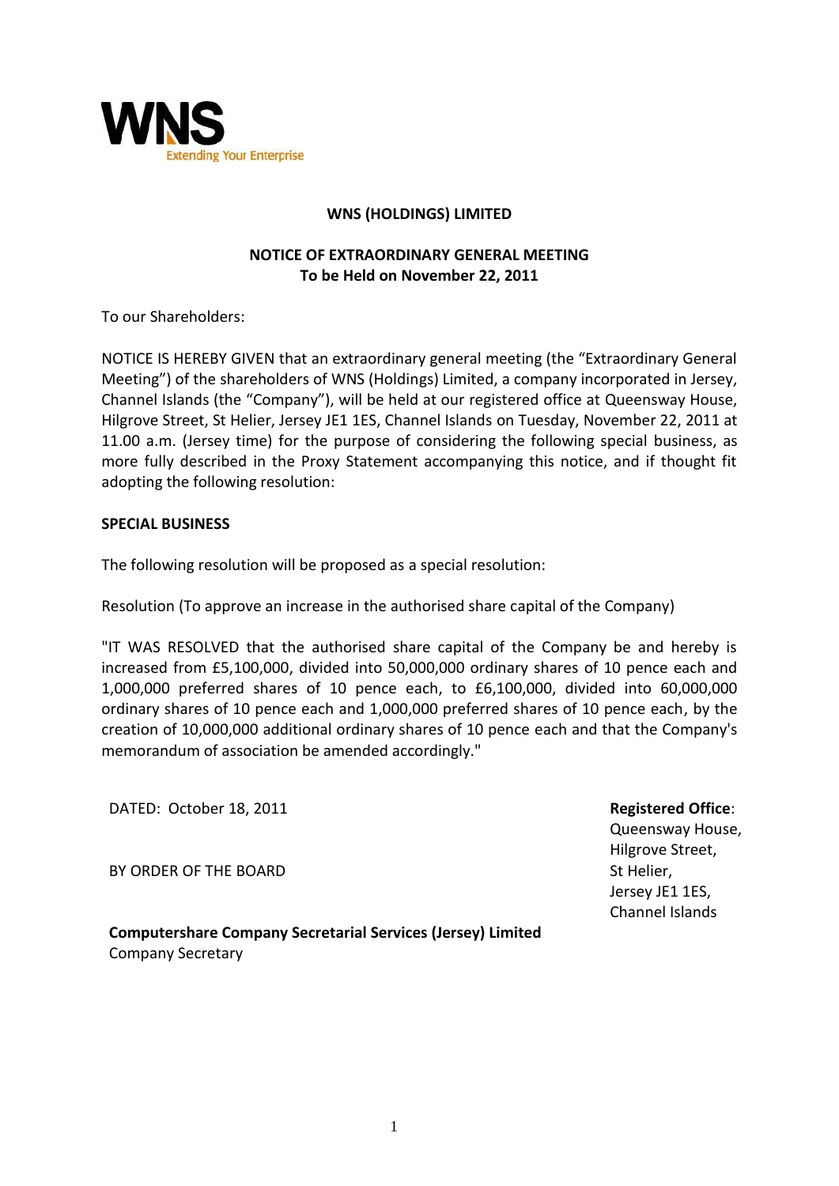WNS
Extending Your Enterprise

# WNS (HOLDINGS) LIMITED

## NOTICE OF EXTRAORDINARY GENERAL MEETING
## To be Held on November 22, 2011

To our Shareholders:

NOTICE IS HEREBY GIVEN that an extraordinary general meeting (the "Extraordinary General Meeting") of the shareholders of WNS (Holdings) Limited, a company incorporated in Jersey, Channel Islands (the "Company"), will be held at our registered office at Queensway House, Hilgrove Street, St Helier, Jersey JE1 1ES, Channel Islands on Tuesday, November 22, 2011 at 11.00 a.m. (Jersey time) for the purpose of considering the following special business, as more fully described in the Proxy Statement accompanying this notice, and if thought fit adopting the following resolution:

**SPECIAL BUSINESS**

The following resolution will be proposed as a special resolution:

Resolution (To approve an increase in the authorised share capital of the Company)

"IT WAS RESOLVED that the authorised share capital of the Company be and hereby is increased from £5,100,000, divided into 50,000,000 ordinary shares of 10 pence each and 1,000,000 preferred shares of 10 pence each, to £6,100,000, divided into 60,000,000 ordinary shares of 10 pence each and 1,000,000 preferred shares of 10 pence each, by the creation of 10,000,000 additional ordinary shares of 10 pence each and that the Company's memorandum of association be amended accordingly."

DATED: October 18, 2011

BY ORDER OF THE BOARD

**Computershare Company Secretarial Services (Jersey) Limited**
Company Secretary

**Registered Office**:
Queensway House,
Hilgrove Street,
St Helier,
Jersey JE1 1ES,
Channel Islands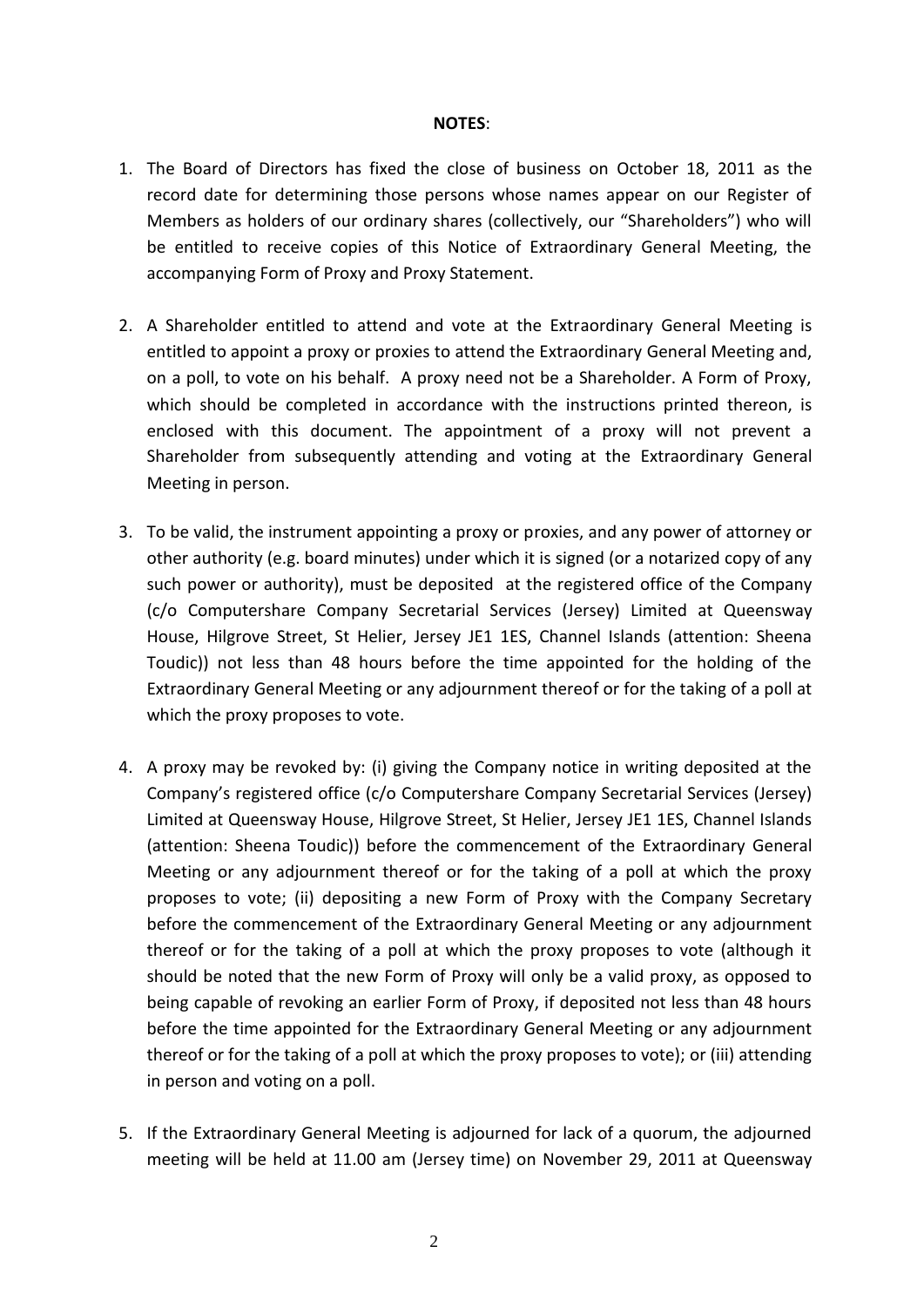**NOTES**:

1. The Board of Directors has fixed the close of business on October 18, 2011 as the record date for determining those persons whose names appear on our Register of Members as holders of our ordinary shares (collectively, our "Shareholders") who will be entitled to receive copies of this Notice of Extraordinary General Meeting, the accompanying Form of Proxy and Proxy Statement.

2. A Shareholder entitled to attend and vote at the Extraordinary General Meeting is entitled to appoint a proxy or proxies to attend the Extraordinary General Meeting and, on a poll, to vote on his behalf. A proxy need not be a Shareholder. A Form of Proxy, which should be completed in accordance with the instructions printed thereon, is enclosed with this document. The appointment of a proxy will not prevent a Shareholder from subsequently attending and voting at the Extraordinary General Meeting in person.

3. To be valid, the instrument appointing a proxy or proxies, and any power of attorney or other authority (e.g. board minutes) under which it is signed (or a notarized copy of any such power or authority), must be deposited at the registered office of the Company (c/o Computershare Company Secretarial Services (Jersey) Limited at Queensway House, Hilgrove Street, St Helier, Jersey JE1 1ES, Channel Islands (attention: Sheena Toudic)) not less than 48 hours before the time appointed for the holding of the Extraordinary General Meeting or any adjournment thereof or for the taking of a poll at which the proxy proposes to vote.

4. A proxy may be revoked by: (i) giving the Company notice in writing deposited at the Company's registered office (c/o Computershare Company Secretarial Services (Jersey) Limited at Queensway House, Hilgrove Street, St Helier, Jersey JE1 1ES, Channel Islands (attention: Sheena Toudic)) before the commencement of the Extraordinary General Meeting or any adjournment thereof or for the taking of a poll at which the proxy proposes to vote; (ii) depositing a new Form of Proxy with the Company Secretary before the commencement of the Extraordinary General Meeting or any adjournment thereof or for the taking of a poll at which the proxy proposes to vote (although it should be noted that the new Form of Proxy will only be a valid proxy, as opposed to being capable of revoking an earlier Form of Proxy, if deposited not less than 48 hours before the time appointed for the Extraordinary General Meeting or any adjournment thereof or for the taking of a poll at which the proxy proposes to vote); or (iii) attending in person and voting on a poll.

5. If the Extraordinary General Meeting is adjourned for lack of a quorum, the adjourned meeting will be held at 11.00 am (Jersey time) on November 29, 2011 at Queensway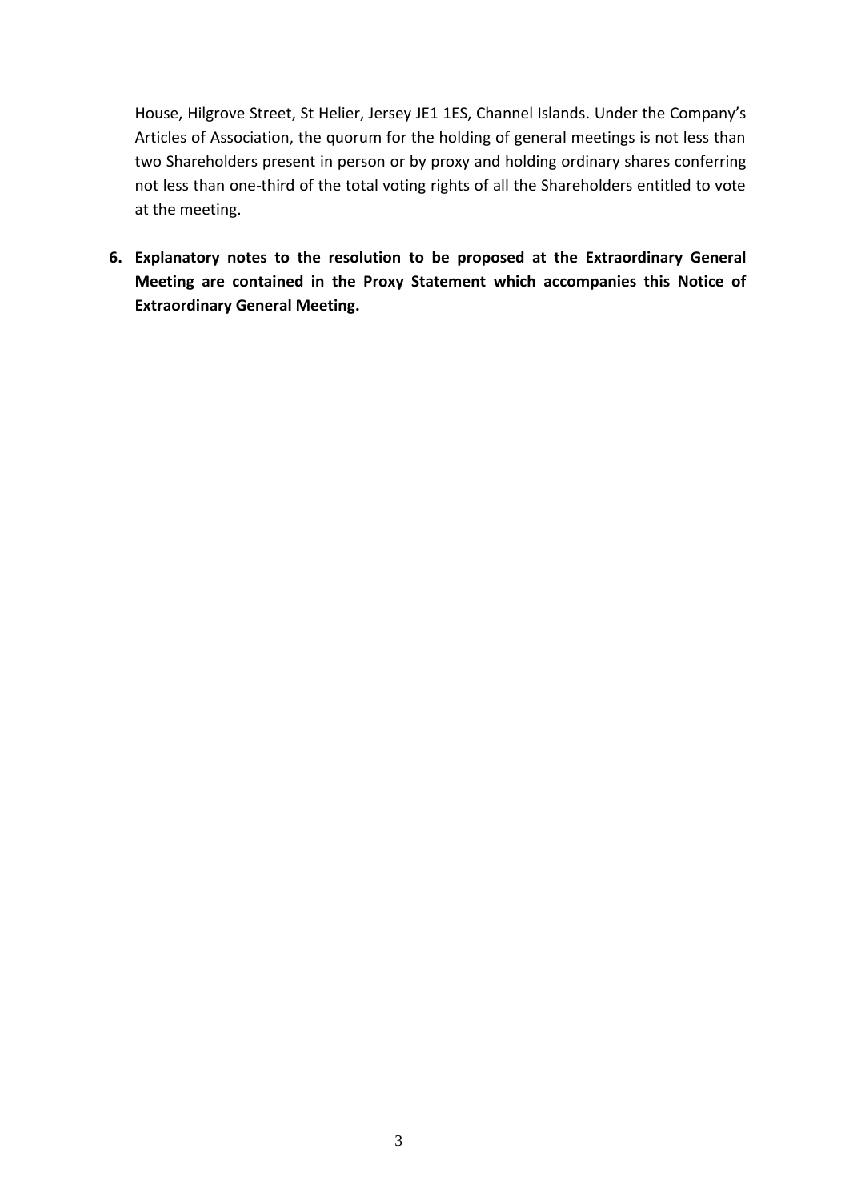House, Hilgrove Street, St Helier, Jersey JE1 1ES, Channel Islands. Under the Company's Articles of Association, the quorum for the holding of general meetings is not less than two Shareholders present in person or by proxy and holding ordinary shares conferring not less than one-third of the total voting rights of all the Shareholders entitled to vote at the meeting.

6. **Explanatory notes to the resolution to be proposed at the Extraordinary General Meeting are contained in the Proxy Statement which accompanies this Notice of Extraordinary General Meeting.**